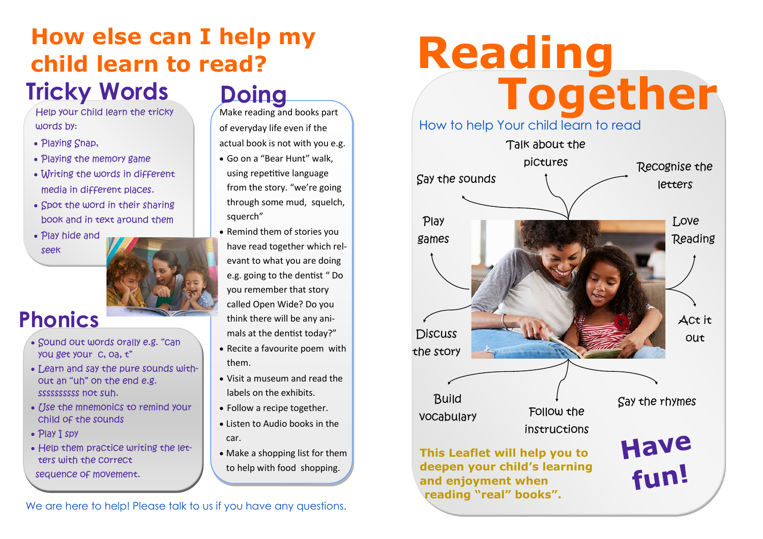# How else can I help my child learn to read?

## Tricky Words

Help your child learn the tricky words by:

- Playing Snap,
- Playing the memory game
- Writing the words in different media in different places.
- Spot the word in their sharing book and in text around them
- Play hide and seek

## Phonics

- Sound out words orally e.g. "can you get your c, oa, t"
- Learn and say the pure sounds without an "uh" on the end e.g. sssssssss not suh.
- Use the mnemonics to remind your child of the sounds
- Play I spy
- Help them practice writing the letters with the correct sequence of movement.

## Doing

Make reading and books part of everyday life even if the actual book is not with you e.g.

- Go on a "Bear Hunt" walk, using repetitive language from the story. "we're going through some mud, squelch, squerch"
- Remind them of stories you have read together which relevant to what you are doing e.g. going to the dentist " Do you remember that story called Open Wide? Do you think there will be any animals at the dentist today?"
- Recite a favourite poem with them.
- Visit a museum and read the labels on the exhibits.
- Follow a recipe together.
- Listen to Audio books in the car.
- Make a shopping list for them to help with food shopping.

We are here to help! Please talk to us if you have any questions.

# Reading Together

How to help Your child learn to read

- Say the sounds
- Talk about the pictures
- Recognise the letters
- Play games
- Love Reading
- Discuss the story
- Act it out
- Build vocabulary
- Follow the instructions
- Say the rhymes

**This Leaflet will help you to deepen your child's learning and enjoyment when reading "real" books".**

**Have fun!**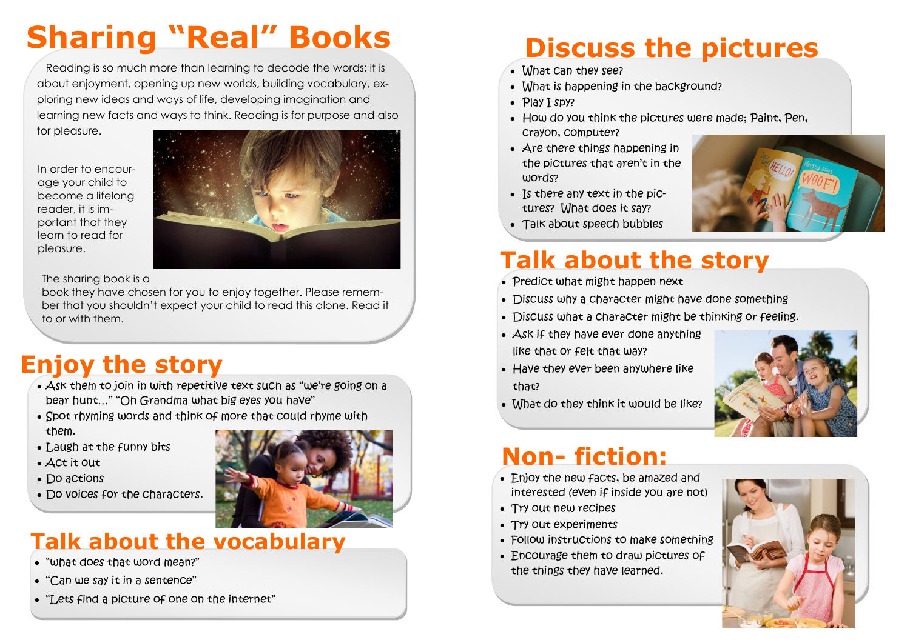# Sharing "Real" Books

Reading is so much more than learning to decode the words; it is about enjoyment, opening up new worlds, building vocabulary, exploring new ideas and ways of life, developing imagination and learning new facts and ways to think. Reading is for purpose and also for pleasure.

In order to encourage your child to become a lifelong reader, it is important that they learn to read for pleasure.

The sharing book is a book they have chosen for you to enjoy together. Please remember that you shouldn't expect your child to read this alone. Read it to or with them.

## Enjoy the story

- Ask them to join in with repetitive text such as "we're going on a bear hunt…" "Oh Grandma what big eyes you have"
- Spot rhyming words and think of more that could rhyme with them.
- Laugh at the funny bits
- Act it out
- Do actions
- Do voices for the characters.

## Talk about the vocabulary

- "what does that word mean?"
- "Can we say it in a sentence"
- "Lets find a picture of one on the internet"

## Discuss the pictures

- What can they see?
- What is happening in the background?
- Play I spy?
- How do you think the pictures were made; Paint, Pen, crayon, computer?
- Are there things happening in the pictures that aren't in the words?
- Is there any text in the pictures? What does it say?
- Talk about speech bubbles

## Talk about the story

- Predict what might happen next
- Discuss why a character might have done something
- Discuss what a character might be thinking or feeling.
- Ask if they have ever done anything like that or felt that way?
- Have they ever been anywhere like that?
- What do they think it would be like?

## Non- fiction:

- Enjoy the new facts, be amazed and interested (even if inside you are not)
- Try out new recipes
- Try out experiments
- Follow instructions to make something
- Encourage them to draw pictures of the things they have learned.